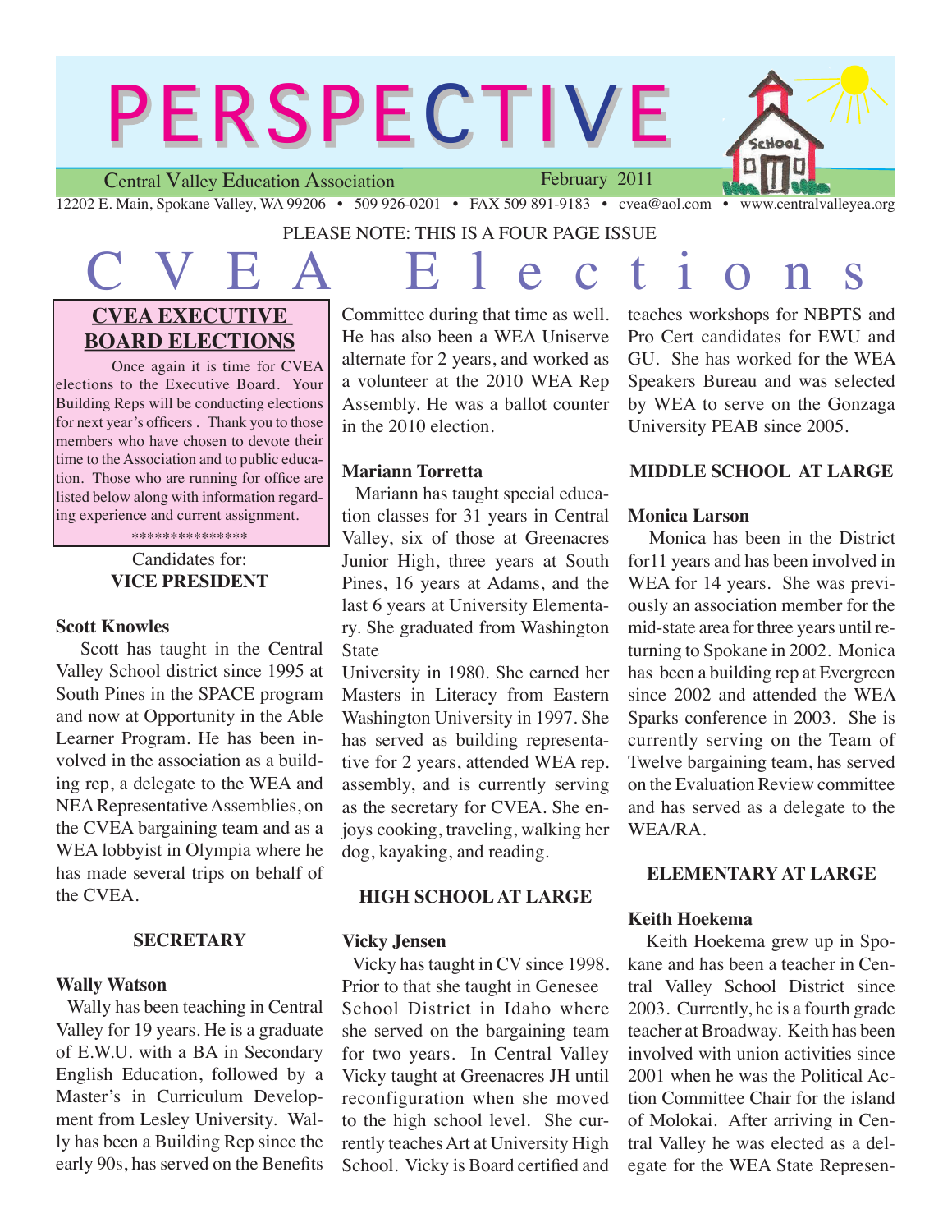# PERSPECTIVE

Central Valley Education Association — February 2011

12202 E. Main, Spokane Valley, WA 99206 • 509 926-0201 • FAX 509 891-9183 • cvea@aol.com • www.centralvalleyea.org

PLEASE NOTE: THIS IS A FOUR PAGE ISSUE

# CVEA Elections

## CVEA EXECUTIVE BOARD ELECTIONS

Once again it is time for CVEA elections to the Executive Board. Your Building Reps will be conducting elections for next year's officers. Thank you to those members who have chosen to devote their time to the Association and to public education. Those who are running for office are listed below along with information regarding experience and current assignment.

***************

Candidates for:
### VICE PRESIDENT

**Scott Knowles**

Scott has taught in the Central Valley School district since 1995 at South Pines in the SPACE program and now at Opportunity in the Able Learner Program. He has been involved in the association as a building rep, a delegate to the WEA and NEA Representative Assemblies, on the CVEA bargaining team and as a WEA lobbyist in Olympia where he has made several trips on behalf of the CVEA.

### SECRETARY

**Wally Watson**

Wally has been teaching in Central Valley for 19 years. He is a graduate of E.W.U. with a BA in Secondary English Education, followed by a Master's in Curriculum Development from Lesley University. Wally has been a Building Rep since the early 90s, has served on the Benefits Committee during that time as well. He has also been a WEA Uniserve alternate for 2 years, and worked as a volunteer at the 2010 WEA Rep Assembly. He was a ballot counter in the 2010 election.

**Mariann Torretta**

Mariann has taught special education classes for 31 years in Central Valley, six of those at Greenacres Junior High, three years at South Pines, 16 years at Adams, and the last 6 years at University Elementary. She graduated from Washington State University in 1980. She earned her Masters in Literacy from Eastern Washington University in 1997. She has served as building representative for 2 years, attended WEA rep. assembly, and is currently serving as the secretary for CVEA. She enjoys cooking, traveling, walking her dog, kayaking, and reading.

### HIGH SCHOOL AT LARGE

**Vicky Jensen**

Vicky has taught in CV since 1998. Prior to that she taught in Genesee School District in Idaho where she served on the bargaining team for two years. In Central Valley Vicky taught at Greenacres JH until reconfiguration when she moved to the high school level. She currently teaches Art at University High School. Vicky is Board certified and teaches workshops for NBPTS and Pro Cert candidates for EWU and GU. She has worked for the WEA Speakers Bureau and was selected by WEA to serve on the Gonzaga University PEAB since 2005.

### MIDDLE SCHOOL AT LARGE

**Monica Larson**

Monica has been in the District for11 years and has been involved in WEA for 14 years. She was previously an association member for the mid-state area for three years until returning to Spokane in 2002. Monica has been a building rep at Evergreen since 2002 and attended the WEA Sparks conference in 2003. She is currently serving on the Team of Twelve bargaining team, has served on the Evaluation Review committee and has served as a delegate to the WEA/RA.

### ELEMENTARY AT LARGE

**Keith Hoekema**

Keith Hoekema grew up in Spokane and has been a teacher in Central Valley School District since 2003. Currently, he is a fourth grade teacher at Broadway. Keith has been involved with union activities since 2001 when he was the Political Action Committee Chair for the island of Molokai. After arriving in Central Valley he was elected as a delegate for the WEA State Represen-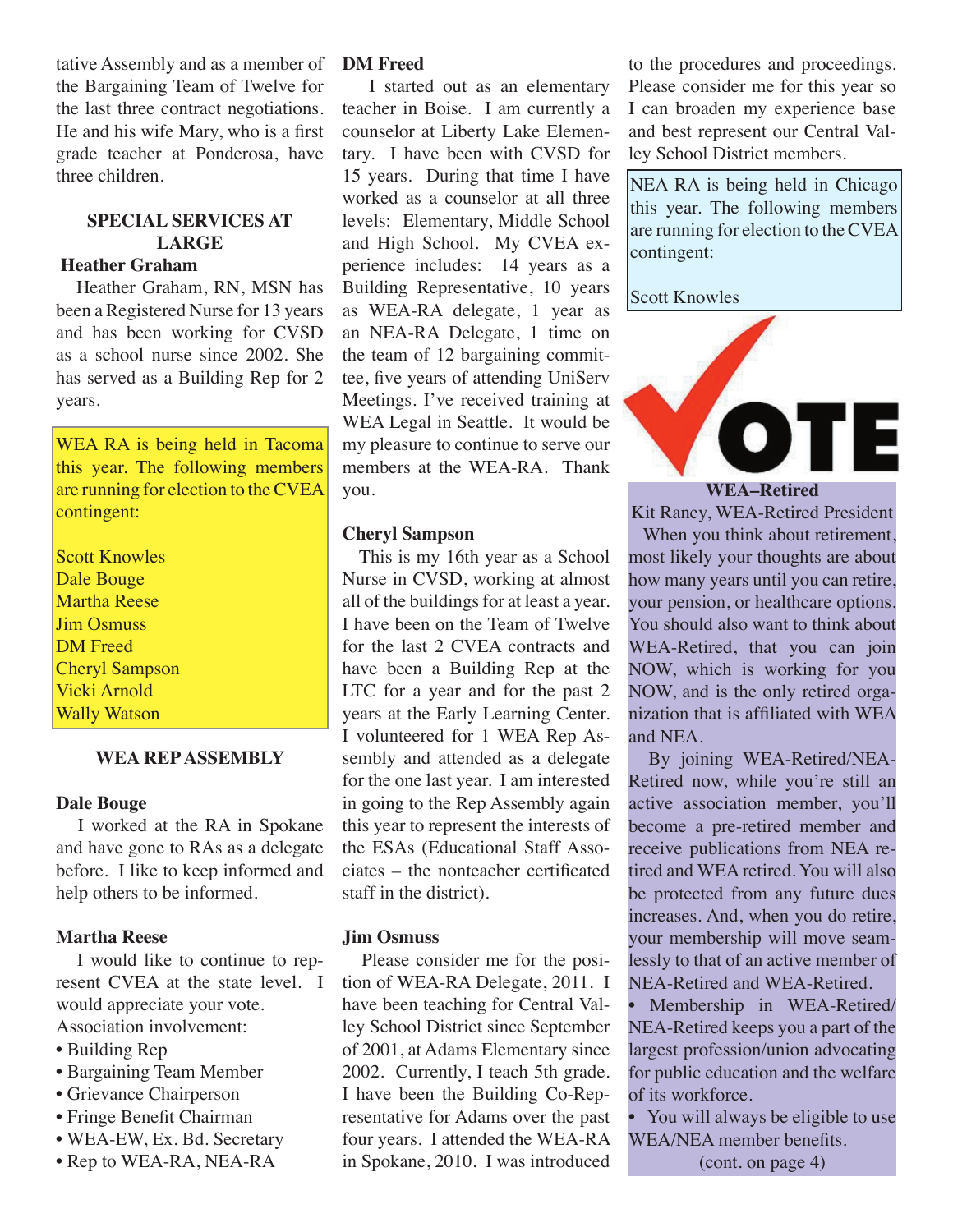tative Assembly and as a member of the Bargaining Team of Twelve for the last three contract negotiations. He and his wife Mary, who is a first grade teacher at Ponderosa, have three children.

## SPECIAL SERVICES AT LARGE

**Heather Graham**

Heather Graham, RN, MSN has been a Registered Nurse for 13 years and has been working for CVSD as a school nurse since 2002. She has served as a Building Rep for 2 years.

WEA RA is being held in Tacoma this year. The following members are running for election to the CVEA contingent:

Scott Knowles
Dale Bouge
Martha Reese
Jim Osmuss
DM Freed
Cheryl Sampson
Vicki Arnold
Wally Watson

## WEA REP ASSEMBLY

**Dale Bouge**

I worked at the RA in Spokane and have gone to RAs as a delegate before. I like to keep informed and help others to be informed.

**Martha Reese**

I would like to continue to represent CVEA at the state level. I would appreciate your vote.
Association involvement:

- Building Rep
- Bargaining Team Member
- Grievance Chairperson
- Fringe Benefit Chairman
- WEA-EW, Ex. Bd. Secretary
- Rep to WEA-RA, NEA-RA

**DM Freed**

I started out as an elementary teacher in Boise. I am currently a counselor at Liberty Lake Elementary. I have been with CVSD for 15 years. During that time I have worked as a counselor at all three levels: Elementary, Middle School and High School. My CVEA experience includes: 14 years as a Building Representative, 10 years as WEA-RA delegate, 1 year as an NEA-RA Delegate, 1 time on the team of 12 bargaining committee, five years of attending UniServ Meetings. I've received training at WEA Legal in Seattle. It would be my pleasure to continue to serve our members at the WEA-RA. Thank you.

**Cheryl Sampson**

This is my 16th year as a School Nurse in CVSD, working at almost all of the buildings for at least a year. I have been on the Team of Twelve for the last 2 CVEA contracts and have been a Building Rep at the LTC for a year and for the past 2 years at the Early Learning Center. I volunteered for 1 WEA Rep Assembly and attended as a delegate for the one last year. I am interested in going to the Rep Assembly again this year to represent the interests of the ESAs (Educational Staff Associates – the nonteacher certificated staff in the district).

**Jim Osmuss**

Please consider me for the position of WEA-RA Delegate, 2011. I have been teaching for Central Valley School District since September of 2001, at Adams Elementary since 2002. Currently, I teach 5th grade. I have been the Building Co-Representative for Adams over the past four years. I attended the WEA-RA in Spokane, 2010. I was introduced to the procedures and proceedings. Please consider me for this year so I can broaden my experience base and best represent our Central Valley School District members.

NEA RA is being held in Chicago this year. The following members are running for election to the CVEA contingent:

Scott Knowles

VOTE

## WEA–Retired

Kit Raney, WEA-Retired President

When you think about retirement, most likely your thoughts are about how many years until you can retire, your pension, or healthcare options. You should also want to think about WEA-Retired, that you can join NOW, which is working for you NOW, and is the only retired organization that is affiliated with WEA and NEA.

By joining WEA-Retired/NEA-Retired now, while you're still an active association member, you'll become a pre-retired member and receive publications from NEA retired and WEA retired. You will also be protected from any future dues increases. And, when you do retire, your membership will move seamlessly to that of an active member of NEA-Retired and WEA-Retired.

- Membership in WEA-Retired/NEA-Retired keeps you a part of the largest profession/union advocating for public education and the welfare of its workforce.
- You will always be eligible to use WEA/NEA member benefits.

(cont. on page 4)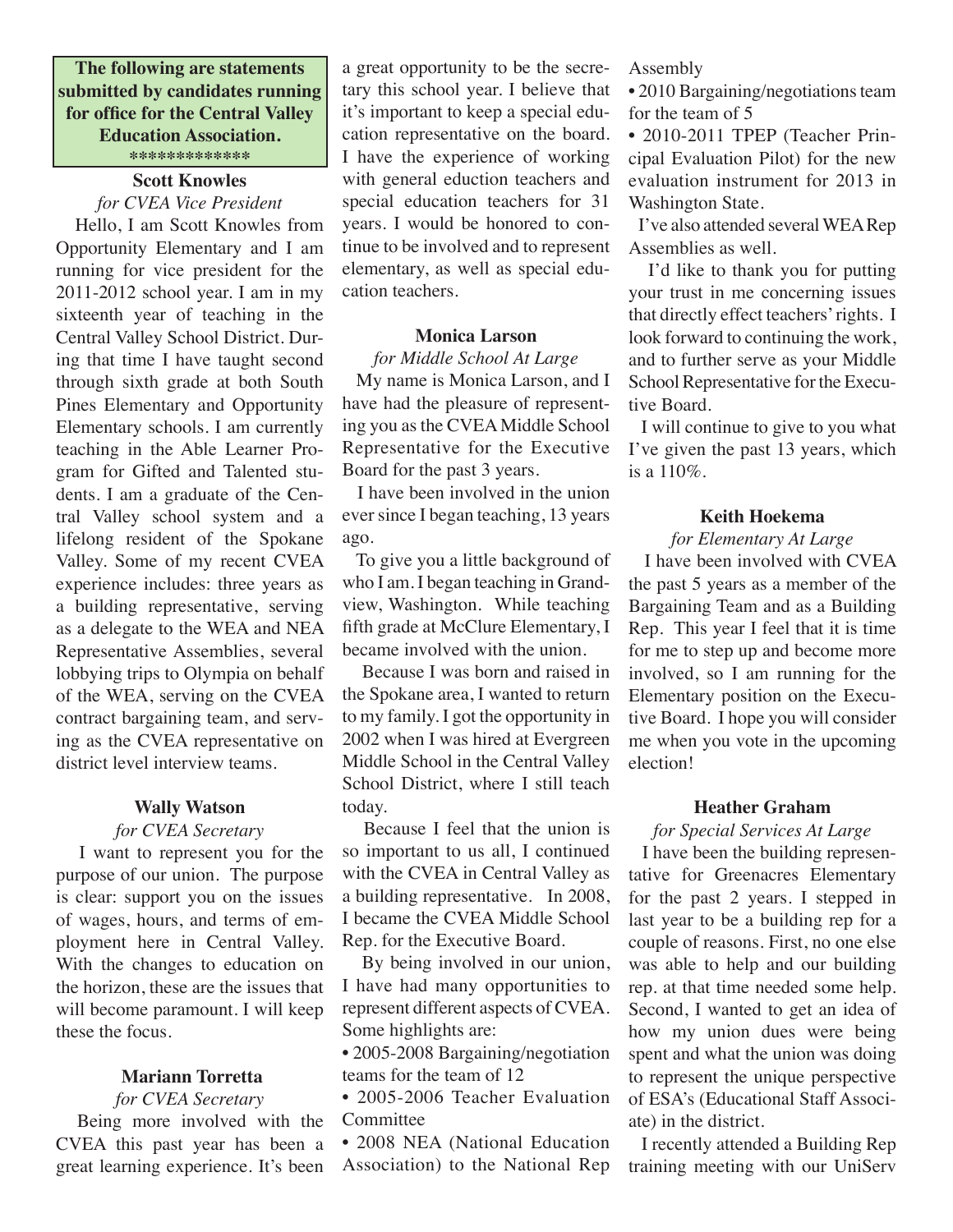**The following are statements submitted by candidates running for office for the Central Valley Education Association.**
**\*\*\*\*\*\*\*\*\*\*\*\*\***

**Scott Knowles**
*for CVEA Vice President*

Hello, I am Scott Knowles from Opportunity Elementary and I am running for vice president for the 2011-2012 school year. I am in my sixteenth year of teaching in the Central Valley School District. During that time I have taught second through sixth grade at both South Pines Elementary and Opportunity Elementary schools. I am currently teaching in the Able Learner Program for Gifted and Talented students. I am a graduate of the Central Valley school system and a lifelong resident of the Spokane Valley. Some of my recent CVEA experience includes: three years as a building representative, serving as a delegate to the WEA and NEA Representative Assemblies, several lobbying trips to Olympia on behalf of the WEA, serving on the CVEA contract bargaining team, and serving as the CVEA representative on district level interview teams.

**Wally Watson**
*for CVEA Secretary*

I want to represent you for the purpose of our union. The purpose is clear: support you on the issues of wages, hours, and terms of employment here in Central Valley. With the changes to education on the horizon, these are the issues that will become paramount. I will keep these the focus.

**Mariann Torretta**
*for CVEA Secretary*

Being more involved with the CVEA this past year has been a great learning experience. It's been a great opportunity to be the secretary this school year. I believe that it's important to keep a special education representative on the board. I have the experience of working with general eduction teachers and special education teachers for 31 years. I would be honored to continue to be involved and to represent elementary, as well as special education teachers.

**Monica Larson**
*for Middle School At Large*

My name is Monica Larson, and I have had the pleasure of representing you as the CVEA Middle School Representative for the Executive Board for the past 3 years.

I have been involved in the union ever since I began teaching, 13 years ago.

To give you a little background of who I am. I began teaching in Grandview, Washington. While teaching fifth grade at McClure Elementary, I became involved with the union.

Because I was born and raised in the Spokane area, I wanted to return to my family. I got the opportunity in 2002 when I was hired at Evergreen Middle School in the Central Valley School District, where I still teach today.

Because I feel that the union is so important to us all, I continued with the CVEA in Central Valley as a building representative. In 2008, I became the CVEA Middle School Rep. for the Executive Board.

By being involved in our union, I have had many opportunities to represent different aspects of CVEA. Some highlights are:

• 2005-2008 Bargaining/negotiation teams for the team of 12
• 2005-2006 Teacher Evaluation Committee
• 2008 NEA (National Education Association) to the National Rep Assembly
• 2010 Bargaining/negotiations team for the team of 5
• 2010-2011 TPEP (Teacher Principal Evaluation Pilot) for the new evaluation instrument for 2013 in Washington State.

I've also attended several WEA Rep Assemblies as well.

I'd like to thank you for putting your trust in me concerning issues that directly effect teachers' rights. I look forward to continuing the work, and to further serve as your Middle School Representative for the Executive Board.

I will continue to give to you what I've given the past 13 years, which is a 110%.

**Keith Hoekema**
*for Elementary At Large*

I have been involved with CVEA the past 5 years as a member of the Bargaining Team and as a Building Rep. This year I feel that it is time for me to step up and become more involved, so I am running for the Elementary position on the Executive Board. I hope you will consider me when you vote in the upcoming election!

**Heather Graham**
*for Special Services At Large*

I have been the building representative for Greenacres Elementary for the past 2 years. I stepped in last year to be a building rep for a couple of reasons. First, no one else was able to help and our building rep. at that time needed some help. Second, I wanted to get an idea of how my union dues were being spent and what the union was doing to represent the unique perspective of ESA's (Educational Staff Associate) in the district.

I recently attended a Building Rep training meeting with our UniServ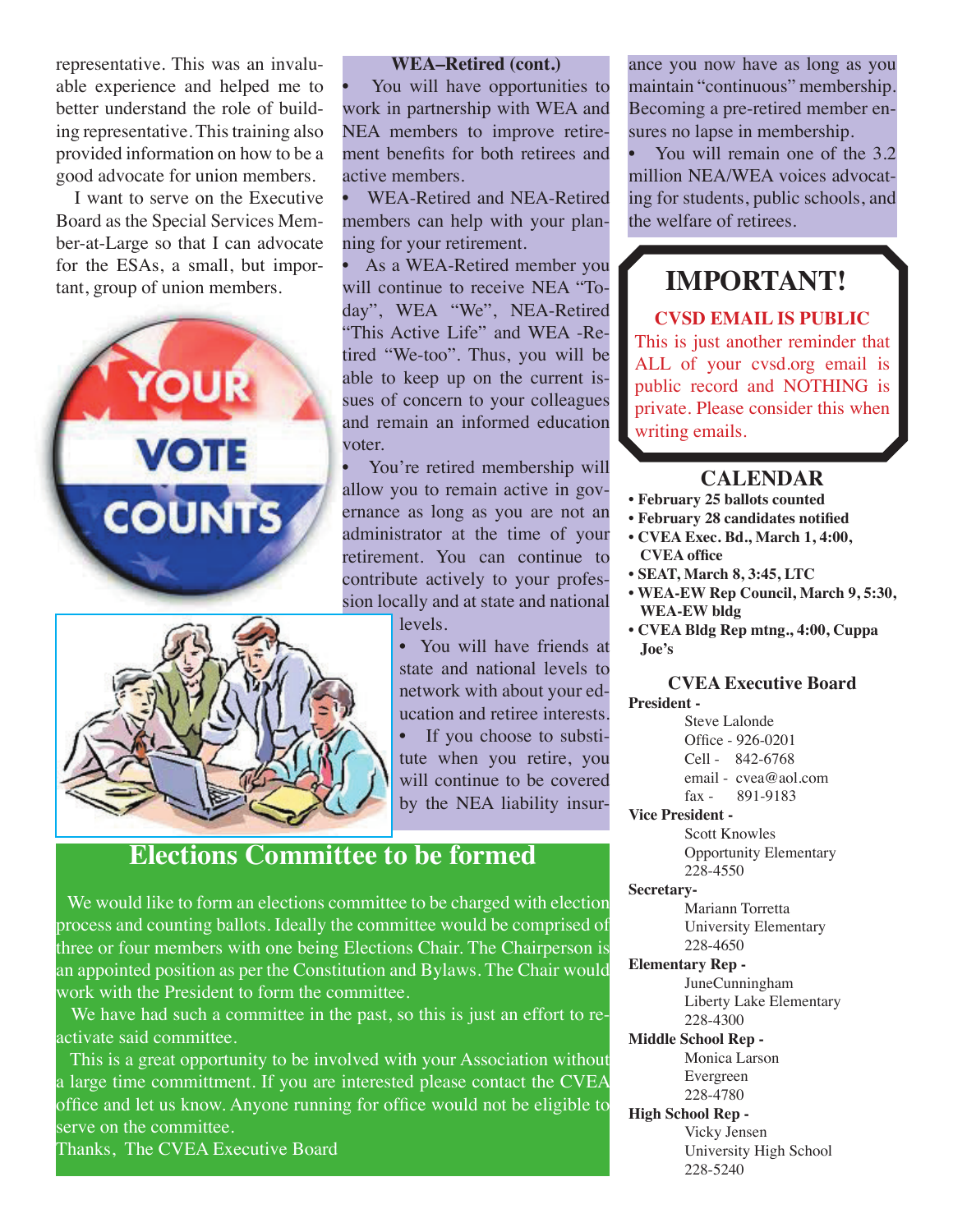representative. This was an invaluable experience and helped me to better understand the role of building representative. This training also provided information on how to be a good advocate for union members.

I want to serve on the Executive Board as the Special Services Member-at-Large so that I can advocate for the ESAs, a small, but important, group of union members.

**WEA–Retired (cont.)**

- You will have opportunities to work in partnership with WEA and NEA members to improve retirement benefits for both retirees and active members.
- WEA-Retired and NEA-Retired members can help with your planning for your retirement.
- As a WEA-Retired member you will continue to receive NEA "Today", WEA "We", NEA-Retired "This Active Life" and WEA -Retired "We-too". Thus, you will be able to keep up on the current issues of concern to your colleagues and remain an informed education voter.
- You're retired membership will allow you to remain active in governance as long as you are not an administrator at the time of your retirement. You can continue to contribute actively to your profession locally and at state and national levels.
- You will have friends at state and national levels to network with about your education and retiree interests.
- If you choose to substitute when you retire, you will continue to be covered by the NEA liability insurance you now have as long as you maintain "continuous" membership. Becoming a pre-retired member ensures no lapse in membership.
- You will remain one of the 3.2 million NEA/WEA voices advocating for students, public schools, and the welfare of retirees.

## Elections Committee to be formed

We would like to form an elections committee to be charged with election process and counting ballots. Ideally the committee would be comprised of three or four members with one being Elections Chair. The Chairperson is an appointed position as per the Constitution and Bylaws. The Chair would work with the President to form the committee.

We have had such a committee in the past, so this is just an effort to reactivate said committee.

This is a great opportunity to be involved with your Association without a large time committment. If you are interested please contact the CVEA office and let us know. Anyone running for office would not be eligible to serve on the committee.

Thanks, The CVEA Executive Board

## IMPORTANT!

**CVSD EMAIL IS PUBLIC**

This is just another reminder that ALL of your cvsd.org email is public record and NOTHING is private. Please consider this when writing emails.

## CALENDAR

- **February 25 ballots counted**
- **February 28 candidates notified**
- **CVEA Exec. Bd., March 1, 4:00, CVEA office**
- **SEAT, March 8, 3:45, LTC**
- **WEA-EW Rep Council, March 9, 5:30, WEA-EW bldg**
- **CVEA Bldg Rep mtng., 4:00, Cuppa Joe's**

## CVEA Executive Board

**President -**
Steve Lalonde
Office - 926-0201
Cell - 842-6768
email - cvea@aol.com
fax - 891-9183

**Vice President -**
Scott Knowles
Opportunity Elementary
228-4550

**Secretary-**
Mariann Torretta
University Elementary
228-4650

**Elementary Rep -**
JuneCunningham
Liberty Lake Elementary
228-4300

**Middle School Rep -**
Monica Larson
Evergreen
228-4780

**High School Rep -**
Vicky Jensen
University High School
228-5240